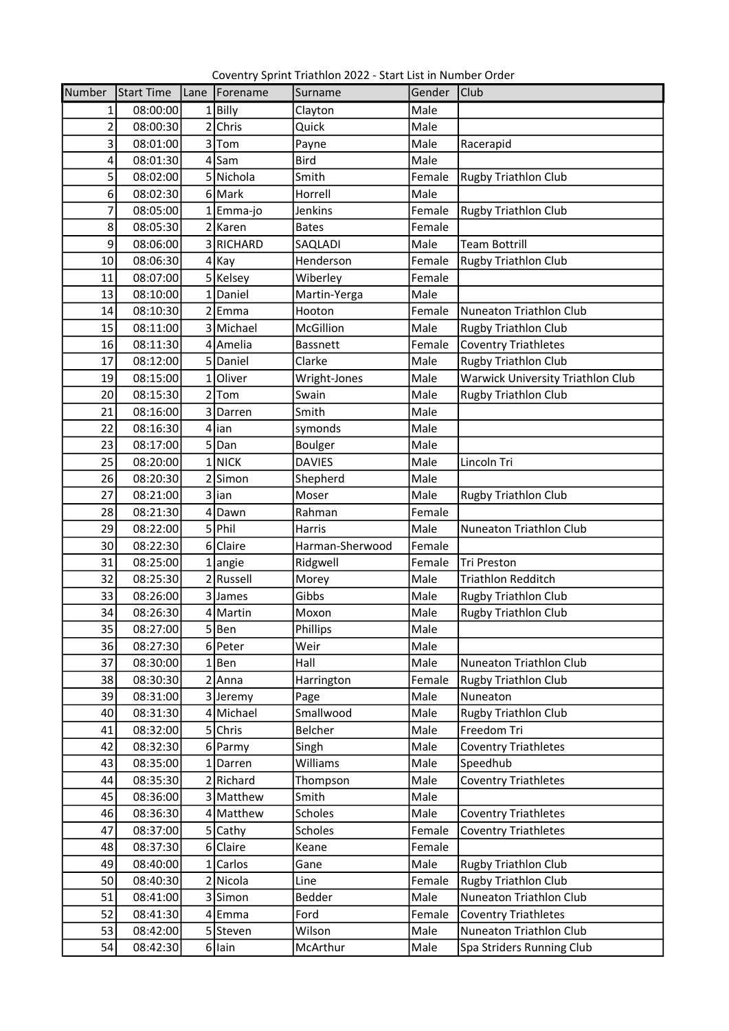Coventry Sprint Triathlon 2022 - Start List in Number Order

| Number | Start Time | Lane | Forename | Surname | Gender | Club |
|---|---|---|---|---|---|---|
| 1 | 08:00:00 | 1 | Billy | Clayton | Male | |
| 2 | 08:00:30 | 2 | Chris | Quick | Male | |
| 3 | 08:01:00 | 3 | Tom | Payne | Male | Racerapid |
| 4 | 08:01:30 | 4 | Sam | Bird | Male | |
| 5 | 08:02:00 | 5 | Nichola | Smith | Female | Rugby Triathlon Club |
| 6 | 08:02:30 | 6 | Mark | Horrell | Male | |
| 7 | 08:05:00 | 1 | Emma-jo | Jenkins | Female | Rugby Triathlon Club |
| 8 | 08:05:30 | 2 | Karen | Bates | Female | |
| 9 | 08:06:00 | 3 | RICHARD | SAQLADI | Male | Team Bottrill |
| 10 | 08:06:30 | 4 | Kay | Henderson | Female | Rugby Triathlon Club |
| 11 | 08:07:00 | 5 | Kelsey | Wiberley | Female | |
| 13 | 08:10:00 | 1 | Daniel | Martin-Yerga | Male | |
| 14 | 08:10:30 | 2 | Emma | Hooton | Female | Nuneaton Triathlon Club |
| 15 | 08:11:00 | 3 | Michael | McGillion | Male | Rugby Triathlon Club |
| 16 | 08:11:30 | 4 | Amelia | Bassnett | Female | Coventry Triathletes |
| 17 | 08:12:00 | 5 | Daniel | Clarke | Male | Rugby Triathlon Club |
| 19 | 08:15:00 | 1 | Oliver | Wright-Jones | Male | Warwick University Triathlon Club |
| 20 | 08:15:30 | 2 | Tom | Swain | Male | Rugby Triathlon Club |
| 21 | 08:16:00 | 3 | Darren | Smith | Male | |
| 22 | 08:16:30 | 4 | ian | symonds | Male | |
| 23 | 08:17:00 | 5 | Dan | Boulger | Male | |
| 25 | 08:20:00 | 1 | NICK | DAVIES | Male | Lincoln Tri |
| 26 | 08:20:30 | 2 | Simon | Shepherd | Male | |
| 27 | 08:21:00 | 3 | ian | Moser | Male | Rugby Triathlon Club |
| 28 | 08:21:30 | 4 | Dawn | Rahman | Female | |
| 29 | 08:22:00 | 5 | Phil | Harris | Male | Nuneaton Triathlon Club |
| 30 | 08:22:30 | 6 | Claire | Harman-Sherwood | Female | |
| 31 | 08:25:00 | 1 | angie | Ridgwell | Female | Tri Preston |
| 32 | 08:25:30 | 2 | Russell | Morey | Male | Triathlon Redditch |
| 33 | 08:26:00 | 3 | James | Gibbs | Male | Rugby Triathlon Club |
| 34 | 08:26:30 | 4 | Martin | Moxon | Male | Rugby Triathlon Club |
| 35 | 08:27:00 | 5 | Ben | Phillips | Male | |
| 36 | 08:27:30 | 6 | Peter | Weir | Male | |
| 37 | 08:30:00 | 1 | Ben | Hall | Male | Nuneaton Triathlon Club |
| 38 | 08:30:30 | 2 | Anna | Harrington | Female | Rugby Triathlon Club |
| 39 | 08:31:00 | 3 | Jeremy | Page | Male | Nuneaton |
| 40 | 08:31:30 | 4 | Michael | Smallwood | Male | Rugby Triathlon Club |
| 41 | 08:32:00 | 5 | Chris | Belcher | Male | Freedom Tri |
| 42 | 08:32:30 | 6 | Parmy | Singh | Male | Coventry Triathletes |
| 43 | 08:35:00 | 1 | Darren | Williams | Male | Speedhub |
| 44 | 08:35:30 | 2 | Richard | Thompson | Male | Coventry Triathletes |
| 45 | 08:36:00 | 3 | Matthew | Smith | Male | |
| 46 | 08:36:30 | 4 | Matthew | Scholes | Male | Coventry Triathletes |
| 47 | 08:37:00 | 5 | Cathy | Scholes | Female | Coventry Triathletes |
| 48 | 08:37:30 | 6 | Claire | Keane | Female | |
| 49 | 08:40:00 | 1 | Carlos | Gane | Male | Rugby Triathlon Club |
| 50 | 08:40:30 | 2 | Nicola | Line | Female | Rugby Triathlon Club |
| 51 | 08:41:00 | 3 | Simon | Bedder | Male | Nuneaton Triathlon Club |
| 52 | 08:41:30 | 4 | Emma | Ford | Female | Coventry Triathletes |
| 53 | 08:42:00 | 5 | Steven | Wilson | Male | Nuneaton Triathlon Club |
| 54 | 08:42:30 | 6 | Iain | McArthur | Male | Spa Striders Running Club |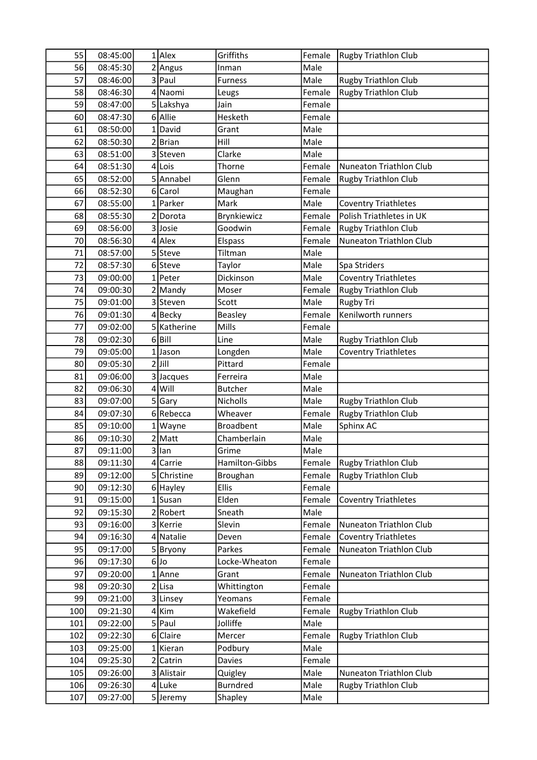| | | | | | | |
|---|---|---|---|---|---|---|
| 55 | 08:45:00 | 1 | Alex | Griffiths | Female | Rugby Triathlon Club |
| 56 | 08:45:30 | 2 | Angus | Inman | Male | |
| 57 | 08:46:00 | 3 | Paul | Furness | Male | Rugby Triathlon Club |
| 58 | 08:46:30 | 4 | Naomi | Leugs | Female | Rugby Triathlon Club |
| 59 | 08:47:00 | 5 | Lakshya | Jain | Female | |
| 60 | 08:47:30 | 6 | Allie | Hesketh | Female | |
| 61 | 08:50:00 | 1 | David | Grant | Male | |
| 62 | 08:50:30 | 2 | Brian | Hill | Male | |
| 63 | 08:51:00 | 3 | Steven | Clarke | Male | |
| 64 | 08:51:30 | 4 | Lois | Thorne | Female | Nuneaton Triathlon Club |
| 65 | 08:52:00 | 5 | Annabel | Glenn | Female | Rugby Triathlon Club |
| 66 | 08:52:30 | 6 | Carol | Maughan | Female | |
| 67 | 08:55:00 | 1 | Parker | Mark | Male | Coventry Triathletes |
| 68 | 08:55:30 | 2 | Dorota | Brynkiewicz | Female | Polish Triathletes in UK |
| 69 | 08:56:00 | 3 | Josie | Goodwin | Female | Rugby Triathlon Club |
| 70 | 08:56:30 | 4 | Alex | Elspass | Female | Nuneaton Triathlon Club |
| 71 | 08:57:00 | 5 | Steve | Tiltman | Male | |
| 72 | 08:57:30 | 6 | Steve | Taylor | Male | Spa Striders |
| 73 | 09:00:00 | 1 | Peter | Dickinson | Male | Coventry Triathletes |
| 74 | 09:00:30 | 2 | Mandy | Moser | Female | Rugby Triathlon Club |
| 75 | 09:01:00 | 3 | Steven | Scott | Male | Rugby Tri |
| 76 | 09:01:30 | 4 | Becky | Beasley | Female | Kenilworth runners |
| 77 | 09:02:00 | 5 | Katherine | Mills | Female | |
| 78 | 09:02:30 | 6 | Bill | Line | Male | Rugby Triathlon Club |
| 79 | 09:05:00 | 1 | Jason | Longden | Male | Coventry Triathletes |
| 80 | 09:05:30 | 2 | Jill | Pittard | Female | |
| 81 | 09:06:00 | 3 | Jacques | Ferreira | Male | |
| 82 | 09:06:30 | 4 | Will | Butcher | Male | |
| 83 | 09:07:00 | 5 | Gary | Nicholls | Male | Rugby Triathlon Club |
| 84 | 09:07:30 | 6 | Rebecca | Wheaver | Female | Rugby Triathlon Club |
| 85 | 09:10:00 | 1 | Wayne | Broadbent | Male | Sphinx AC |
| 86 | 09:10:30 | 2 | Matt | Chamberlain | Male | |
| 87 | 09:11:00 | 3 | Ian | Grime | Male | |
| 88 | 09:11:30 | 4 | Carrie | Hamilton-Gibbs | Female | Rugby Triathlon Club |
| 89 | 09:12:00 | 5 | Christine | Broughan | Female | Rugby Triathlon Club |
| 90 | 09:12:30 | 6 | Hayley | Ellis | Female | |
| 91 | 09:15:00 | 1 | Susan | Elden | Female | Coventry Triathletes |
| 92 | 09:15:30 | 2 | Robert | Sneath | Male | |
| 93 | 09:16:00 | 3 | Kerrie | Slevin | Female | Nuneaton Triathlon Club |
| 94 | 09:16:30 | 4 | Natalie | Deven | Female | Coventry Triathletes |
| 95 | 09:17:00 | 5 | Bryony | Parkes | Female | Nuneaton Triathlon Club |
| 96 | 09:17:30 | 6 | Jo | Locke-Wheaton | Female | |
| 97 | 09:20:00 | 1 | Anne | Grant | Female | Nuneaton Triathlon Club |
| 98 | 09:20:30 | 2 | Lisa | Whittington | Female | |
| 99 | 09:21:00 | 3 | Linsey | Yeomans | Female | |
| 100 | 09:21:30 | 4 | Kim | Wakefield | Female | Rugby Triathlon Club |
| 101 | 09:22:00 | 5 | Paul | Jolliffe | Male | |
| 102 | 09:22:30 | 6 | Claire | Mercer | Female | Rugby Triathlon Club |
| 103 | 09:25:00 | 1 | Kieran | Podbury | Male | |
| 104 | 09:25:30 | 2 | Catrin | Davies | Female | |
| 105 | 09:26:00 | 3 | Alistair | Quigley | Male | Nuneaton Triathlon Club |
| 106 | 09:26:30 | 4 | Luke | Burndred | Male | Rugby Triathlon Club |
| 107 | 09:27:00 | 5 | Jeremy | Shapley | Male | |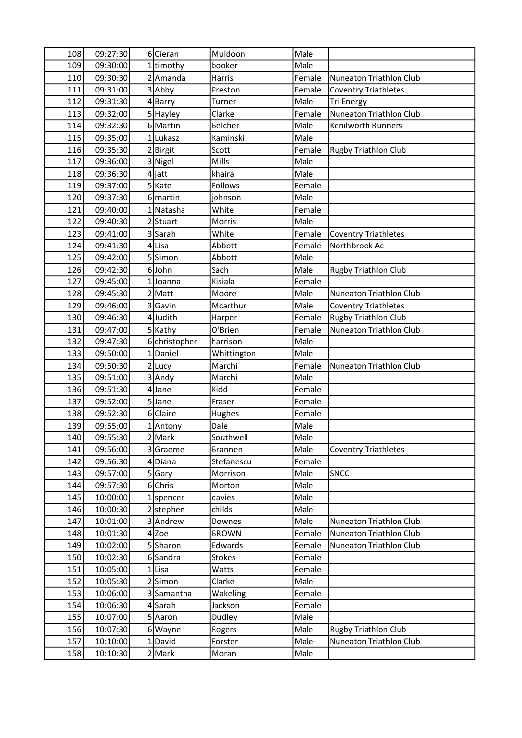| | | | | | | |
|---|---|---|---|---|---|---|
| 108 | 09:27:30 | 6 | Cieran | Muldoon | Male | |
| 109 | 09:30:00 | 1 | timothy | booker | Male | |
| 110 | 09:30:30 | 2 | Amanda | Harris | Female | Nuneaton Triathlon Club |
| 111 | 09:31:00 | 3 | Abby | Preston | Female | Coventry Triathletes |
| 112 | 09:31:30 | 4 | Barry | Turner | Male | Tri Energy |
| 113 | 09:32:00 | 5 | Hayley | Clarke | Female | Nuneaton Triathlon Club |
| 114 | 09:32:30 | 6 | Martin | Belcher | Male | Kenilworth Runners |
| 115 | 09:35:00 | 1 | Lukasz | Kaminski | Male | |
| 116 | 09:35:30 | 2 | Birgit | Scott | Female | Rugby Triathlon Club |
| 117 | 09:36:00 | 3 | Nigel | Mills | Male | |
| 118 | 09:36:30 | 4 | jatt | khaira | Male | |
| 119 | 09:37:00 | 5 | Kate | Follows | Female | |
| 120 | 09:37:30 | 6 | martin | johnson | Male | |
| 121 | 09:40:00 | 1 | Natasha | White | Female | |
| 122 | 09:40:30 | 2 | Stuart | Morris | Male | |
| 123 | 09:41:00 | 3 | Sarah | White | Female | Coventry Triathletes |
| 124 | 09:41:30 | 4 | Lisa | Abbott | Female | Northbrook Ac |
| 125 | 09:42:00 | 5 | Simon | Abbott | Male | |
| 126 | 09:42:30 | 6 | John | Sach | Male | Rugby Triathlon Club |
| 127 | 09:45:00 | 1 | Joanna | Kisiala | Female | |
| 128 | 09:45:30 | 2 | Matt | Moore | Male | Nuneaton Triathlon Club |
| 129 | 09:46:00 | 3 | Gavin | Mcarthur | Male | Coventry Triathletes |
| 130 | 09:46:30 | 4 | Judith | Harper | Female | Rugby Triathlon Club |
| 131 | 09:47:00 | 5 | Kathy | O'Brien | Female | Nuneaton Triathlon Club |
| 132 | 09:47:30 | 6 | christopher | harrison | Male | |
| 133 | 09:50:00 | 1 | Daniel | Whittington | Male | |
| 134 | 09:50:30 | 2 | Lucy | Marchi | Female | Nuneaton Triathlon Club |
| 135 | 09:51:00 | 3 | Andy | Marchi | Male | |
| 136 | 09:51:30 | 4 | Jane | Kidd | Female | |
| 137 | 09:52:00 | 5 | Jane | Fraser | Female | |
| 138 | 09:52:30 | 6 | Claire | Hughes | Female | |
| 139 | 09:55:00 | 1 | Antony | Dale | Male | |
| 140 | 09:55:30 | 2 | Mark | Southwell | Male | |
| 141 | 09:56:00 | 3 | Graeme | Brannen | Male | Coventry Triathletes |
| 142 | 09:56:30 | 4 | Diana | Stefanescu | Female | |
| 143 | 09:57:00 | 5 | Gary | Morrison | Male | SNCC |
| 144 | 09:57:30 | 6 | Chris | Morton | Male | |
| 145 | 10:00:00 | 1 | spencer | davies | Male | |
| 146 | 10:00:30 | 2 | stephen | childs | Male | |
| 147 | 10:01:00 | 3 | Andrew | Downes | Male | Nuneaton Triathlon Club |
| 148 | 10:01:30 | 4 | Zoe | BROWN | Female | Nuneaton Triathlon Club |
| 149 | 10:02:00 | 5 | Sharon | Edwards | Female | Nuneaton Triathlon Club |
| 150 | 10:02:30 | 6 | Sandra | Stokes | Female | |
| 151 | 10:05:00 | 1 | Lisa | Watts | Female | |
| 152 | 10:05:30 | 2 | Simon | Clarke | Male | |
| 153 | 10:06:00 | 3 | Samantha | Wakeling | Female | |
| 154 | 10:06:30 | 4 | Sarah | Jackson | Female | |
| 155 | 10:07:00 | 5 | Aaron | Dudley | Male | |
| 156 | 10:07:30 | 6 | Wayne | Rogers | Male | Rugby Triathlon Club |
| 157 | 10:10:00 | 1 | David | Forster | Male | Nuneaton Triathlon Club |
| 158 | 10:10:30 | 2 | Mark | Moran | Male | |